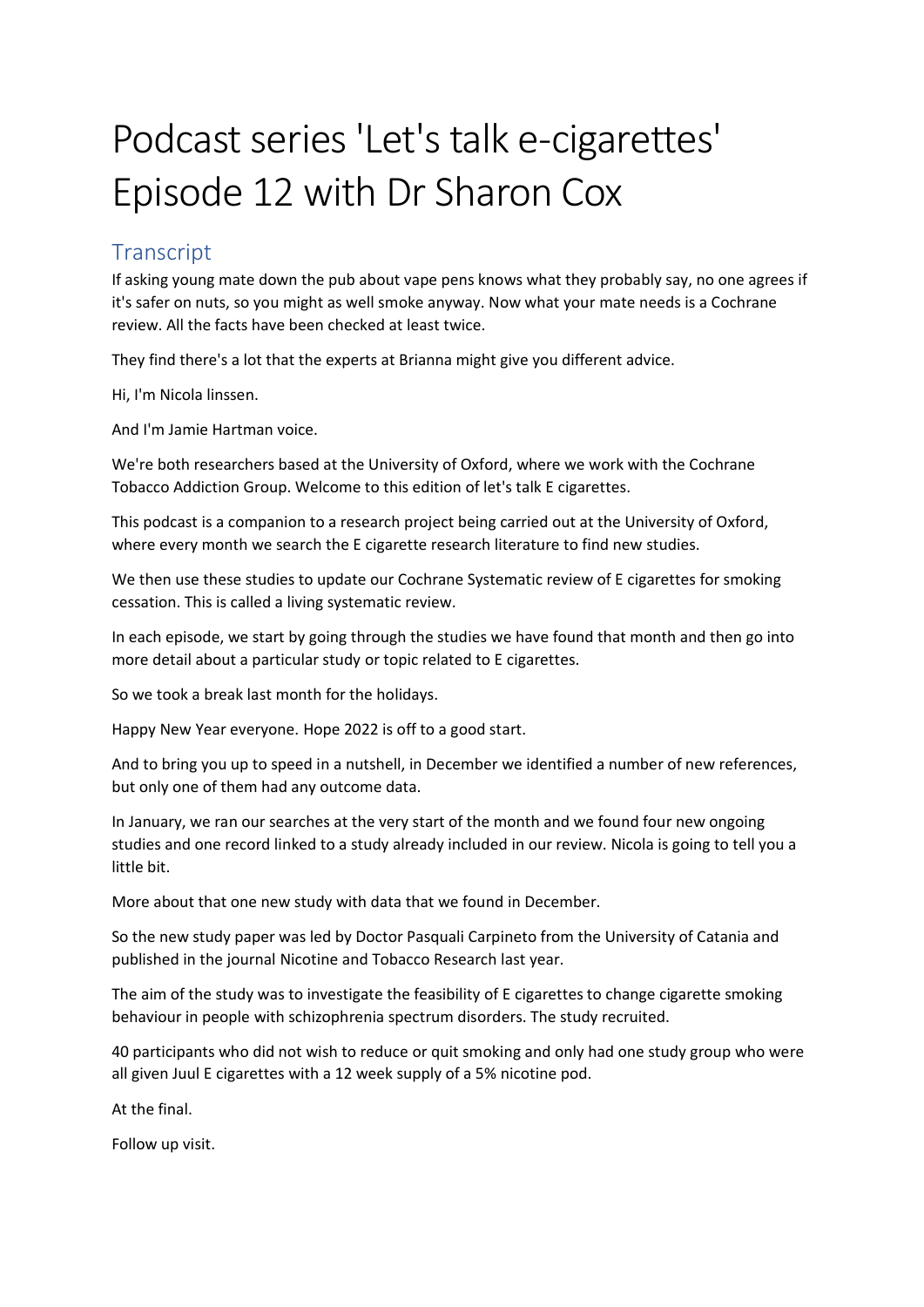# Podcast series 'Let's talk e-cigarettes' Episode 12 with Dr Sharon Cox

## Transcript

If asking young mate down the pub about vape pens knows what they probably say, no one agrees if it's safer on nuts, so you might as well smoke anyway. Now what your mate needs is a Cochrane review. All the facts have been checked at least twice.

They find there's a lot that the experts at Brianna might give you different advice.

Hi, I'm Nicola linssen.

And I'm Jamie Hartman voice.

We're both researchers based at the University of Oxford, where we work with the Cochrane Tobacco Addiction Group. Welcome to this edition of let's talk E cigarettes.

This podcast is a companion to a research project being carried out at the University of Oxford, where every month we search the E cigarette research literature to find new studies.

We then use these studies to update our Cochrane Systematic review of E cigarettes for smoking cessation. This is called a living systematic review.

In each episode, we start by going through the studies we have found that month and then go into more detail about a particular study or topic related to E cigarettes.

So we took a break last month for the holidays.

Happy New Year everyone. Hope 2022 is off to a good start.

And to bring you up to speed in a nutshell, in December we identified a number of new references, but only one of them had any outcome data.

In January, we ran our searches at the very start of the month and we found four new ongoing studies and one record linked to a study already included in our review. Nicola is going to tell you a little bit.

More about that one new study with data that we found in December.

So the new study paper was led by Doctor Pasquali Carpineto from the University of Catania and published in the journal Nicotine and Tobacco Research last year.

The aim of the study was to investigate the feasibility of E cigarettes to change cigarette smoking behaviour in people with schizophrenia spectrum disorders. The study recruited.

40 participants who did not wish to reduce or quit smoking and only had one study group who were all given Juul E cigarettes with a 12 week supply of a 5% nicotine pod.

At the final.

Follow up visit.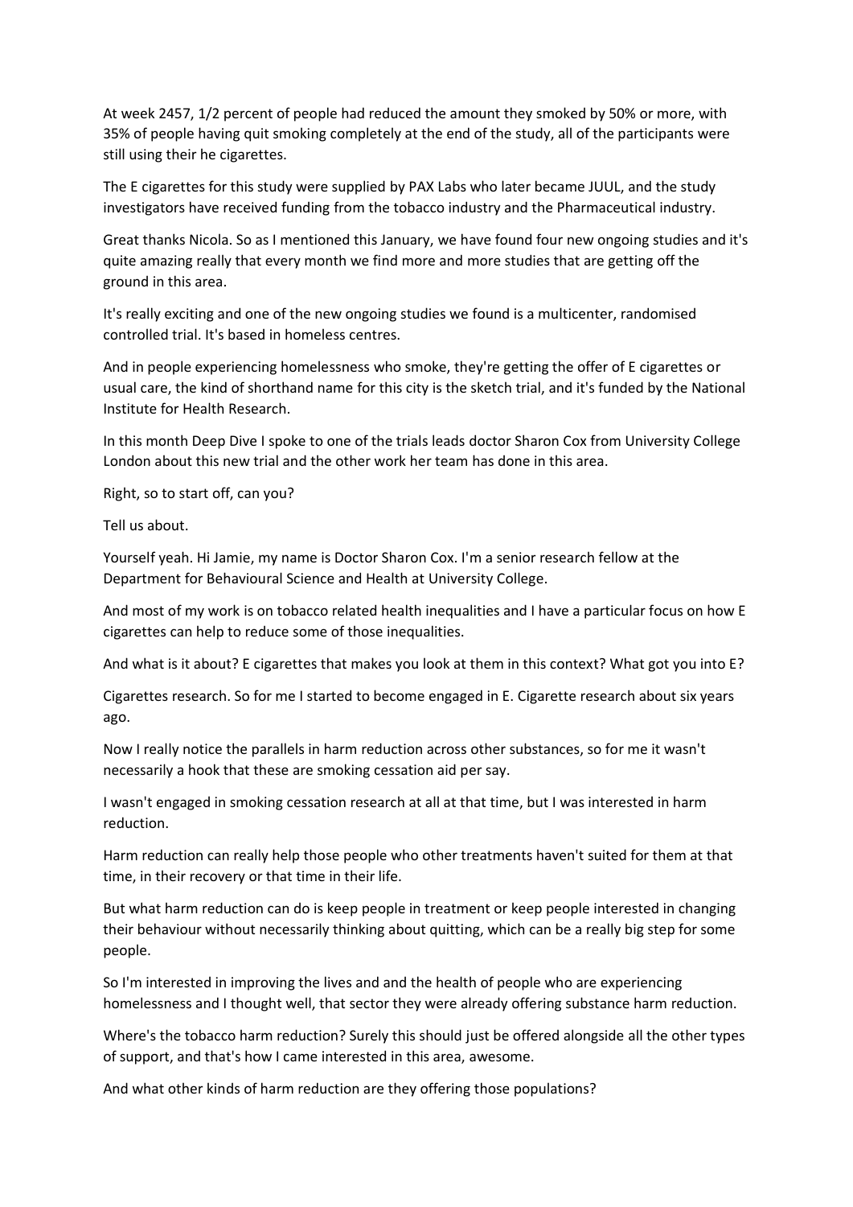At week 2457, 1/2 percent of people had reduced the amount they smoked by 50% or more, with 35% of people having quit smoking completely at the end of the study, all of the participants were still using their he cigarettes.

The E cigarettes for this study were supplied by PAX Labs who later became JUUL, and the study investigators have received funding from the tobacco industry and the Pharmaceutical industry.

Great thanks Nicola. So as I mentioned this January, we have found four new ongoing studies and it's quite amazing really that every month we find more and more studies that are getting off the ground in this area.

It's really exciting and one of the new ongoing studies we found is a multicenter, randomised controlled trial. It's based in homeless centres.

And in people experiencing homelessness who smoke, they're getting the offer of E cigarettes or usual care, the kind of shorthand name for this city is the sketch trial, and it's funded by the National Institute for Health Research.

In this month Deep Dive I spoke to one of the trials leads doctor Sharon Cox from University College London about this new trial and the other work her team has done in this area.

Right, so to start off, can you?

Tell us about.

Yourself yeah. Hi Jamie, my name is Doctor Sharon Cox. I'm a senior research fellow at the Department for Behavioural Science and Health at University College.

And most of my work is on tobacco related health inequalities and I have a particular focus on how E cigarettes can help to reduce some of those inequalities.

And what is it about? E cigarettes that makes you look at them in this context? What got you into E?

Cigarettes research. So for me I started to become engaged in E. Cigarette research about six years ago.

Now I really notice the parallels in harm reduction across other substances, so for me it wasn't necessarily a hook that these are smoking cessation aid per say.

I wasn't engaged in smoking cessation research at all at that time, but I was interested in harm reduction.

Harm reduction can really help those people who other treatments haven't suited for them at that time, in their recovery or that time in their life.

But what harm reduction can do is keep people in treatment or keep people interested in changing their behaviour without necessarily thinking about quitting, which can be a really big step for some people.

So I'm interested in improving the lives and and the health of people who are experiencing homelessness and I thought well, that sector they were already offering substance harm reduction.

Where's the tobacco harm reduction? Surely this should just be offered alongside all the other types of support, and that's how I came interested in this area, awesome.

And what other kinds of harm reduction are they offering those populations?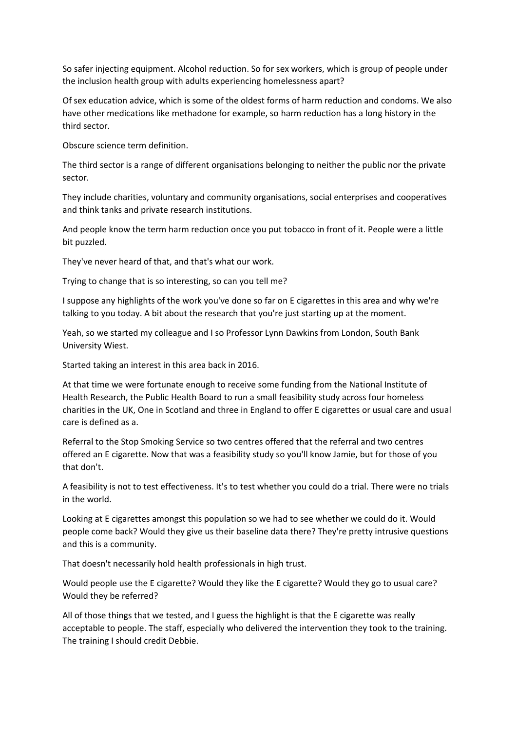So safer injecting equipment. Alcohol reduction. So for sex workers, which is group of people under the inclusion health group with adults experiencing homelessness apart?

Of sex education advice, which is some of the oldest forms of harm reduction and condoms. We also have other medications like methadone for example, so harm reduction has a long history in the third sector.

Obscure science term definition.

The third sector is a range of different organisations belonging to neither the public nor the private sector.

They include charities, voluntary and community organisations, social enterprises and cooperatives and think tanks and private research institutions.

And people know the term harm reduction once you put tobacco in front of it. People were a little bit puzzled.

They've never heard of that, and that's what our work.

Trying to change that is so interesting, so can you tell me?

I suppose any highlights of the work you've done so far on E cigarettes in this area and why we're talking to you today. A bit about the research that you're just starting up at the moment.

Yeah, so we started my colleague and I so Professor Lynn Dawkins from London, South Bank University Wiest.

Started taking an interest in this area back in 2016.

At that time we were fortunate enough to receive some funding from the National Institute of Health Research, the Public Health Board to run a small feasibility study across four homeless charities in the UK, One in Scotland and three in England to offer E cigarettes or usual care and usual care is defined as a.

Referral to the Stop Smoking Service so two centres offered that the referral and two centres offered an E cigarette. Now that was a feasibility study so you'll know Jamie, but for those of you that don't.

A feasibility is not to test effectiveness. It's to test whether you could do a trial. There were no trials in the world.

Looking at E cigarettes amongst this population so we had to see whether we could do it. Would people come back? Would they give us their baseline data there? They're pretty intrusive questions and this is a community.

That doesn't necessarily hold health professionals in high trust.

Would people use the E cigarette? Would they like the E cigarette? Would they go to usual care? Would they be referred?

All of those things that we tested, and I guess the highlight is that the E cigarette was really acceptable to people. The staff, especially who delivered the intervention they took to the training. The training I should credit Debbie.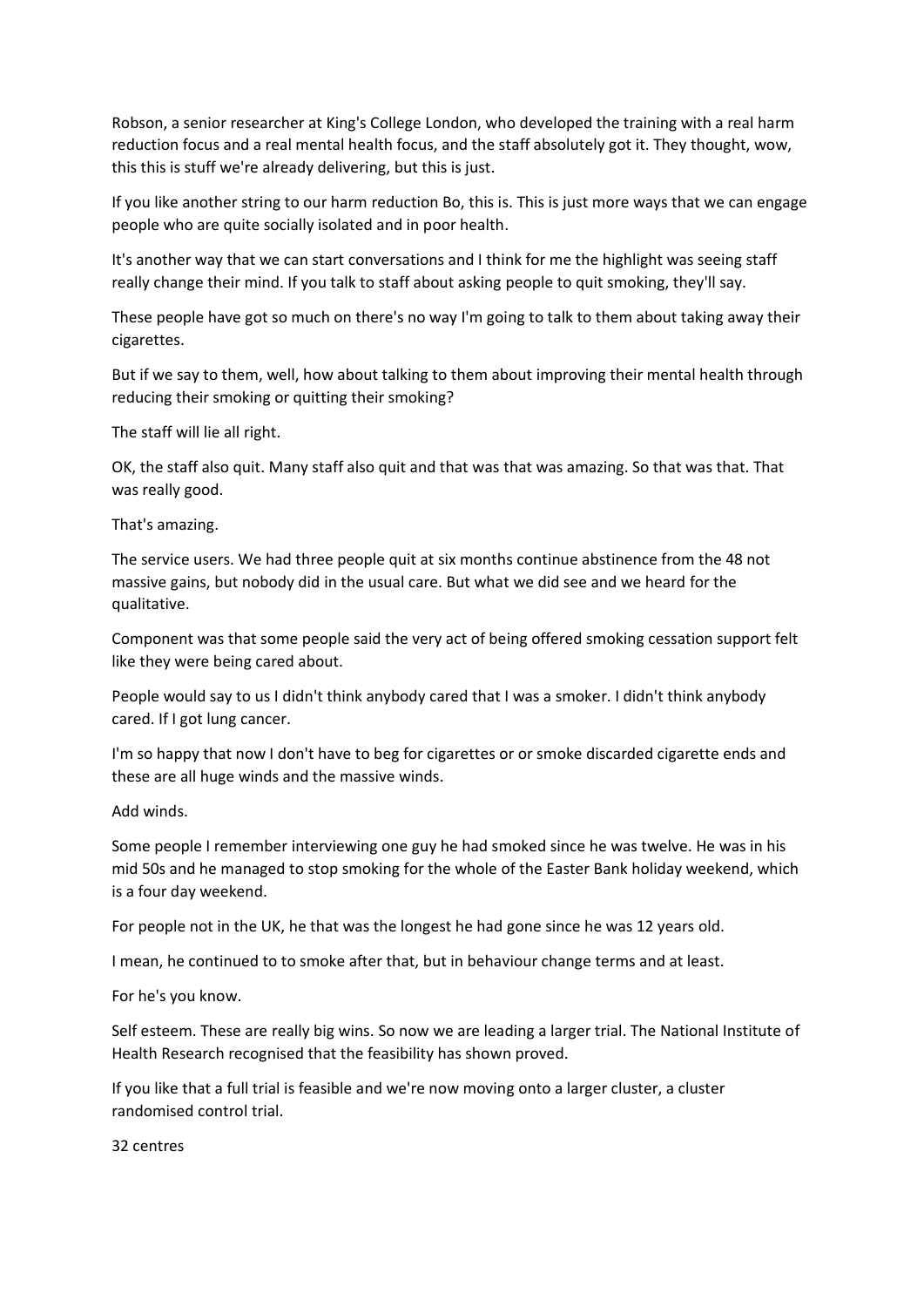Robson, a senior researcher at King's College London, who developed the training with a real harm reduction focus and a real mental health focus, and the staff absolutely got it. They thought, wow, this this is stuff we're already delivering, but this is just.

If you like another string to our harm reduction Bo, this is. This is just more ways that we can engage people who are quite socially isolated and in poor health.

It's another way that we can start conversations and I think for me the highlight was seeing staff really change their mind. If you talk to staff about asking people to quit smoking, they'll say.

These people have got so much on there's no way I'm going to talk to them about taking away their cigarettes.

But if we say to them, well, how about talking to them about improving their mental health through reducing their smoking or quitting their smoking?

The staff will lie all right.

OK, the staff also quit. Many staff also quit and that was that was amazing. So that was that. That was really good.

That's amazing.

The service users. We had three people quit at six months continue abstinence from the 48 not massive gains, but nobody did in the usual care. But what we did see and we heard for the qualitative.

Component was that some people said the very act of being offered smoking cessation support felt like they were being cared about.

People would say to us I didn't think anybody cared that I was a smoker. I didn't think anybody cared. If I got lung cancer.

I'm so happy that now I don't have to beg for cigarettes or or smoke discarded cigarette ends and these are all huge winds and the massive winds.

Add winds.

Some people I remember interviewing one guy he had smoked since he was twelve. He was in his mid 50s and he managed to stop smoking for the whole of the Easter Bank holiday weekend, which is a four day weekend.

For people not in the UK, he that was the longest he had gone since he was 12 years old.

I mean, he continued to to smoke after that, but in behaviour change terms and at least.

For he's you know.

Self esteem. These are really big wins. So now we are leading a larger trial. The National Institute of Health Research recognised that the feasibility has shown proved.

If you like that a full trial is feasible and we're now moving onto a larger cluster, a cluster randomised control trial.

32 centres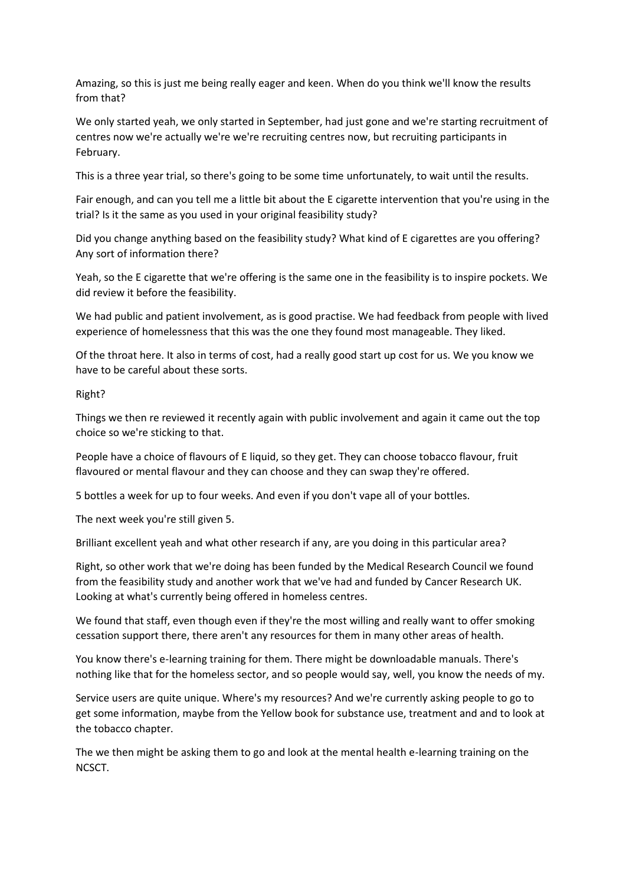Amazing, so this is just me being really eager and keen. When do you think we'll know the results from that?

We only started yeah, we only started in September, had just gone and we're starting recruitment of centres now we're actually we're we're recruiting centres now, but recruiting participants in February.

This is a three year trial, so there's going to be some time unfortunately, to wait until the results.

Fair enough, and can you tell me a little bit about the E cigarette intervention that you're using in the trial? Is it the same as you used in your original feasibility study?

Did you change anything based on the feasibility study? What kind of E cigarettes are you offering? Any sort of information there?

Yeah, so the E cigarette that we're offering is the same one in the feasibility is to inspire pockets. We did review it before the feasibility.

We had public and patient involvement, as is good practise. We had feedback from people with lived experience of homelessness that this was the one they found most manageable. They liked.

Of the throat here. It also in terms of cost, had a really good start up cost for us. We you know we have to be careful about these sorts.

Right?

Things we then re reviewed it recently again with public involvement and again it came out the top choice so we're sticking to that.

People have a choice of flavours of E liquid, so they get. They can choose tobacco flavour, fruit flavoured or mental flavour and they can choose and they can swap they're offered.

5 bottles a week for up to four weeks. And even if you don't vape all of your bottles.

The next week you're still given 5.

Brilliant excellent yeah and what other research if any, are you doing in this particular area?

Right, so other work that we're doing has been funded by the Medical Research Council we found from the feasibility study and another work that we've had and funded by Cancer Research UK. Looking at what's currently being offered in homeless centres.

We found that staff, even though even if they're the most willing and really want to offer smoking cessation support there, there aren't any resources for them in many other areas of health.

You know there's e-learning training for them. There might be downloadable manuals. There's nothing like that for the homeless sector, and so people would say, well, you know the needs of my.

Service users are quite unique. Where's my resources? And we're currently asking people to go to get some information, maybe from the Yellow book for substance use, treatment and and to look at the tobacco chapter.

The we then might be asking them to go and look at the mental health e-learning training on the NCSCT.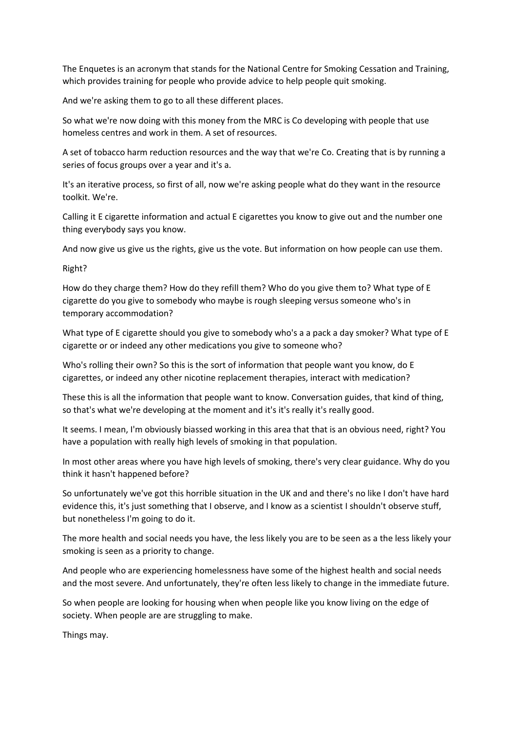The Enquetes is an acronym that stands for the National Centre for Smoking Cessation and Training, which provides training for people who provide advice to help people quit smoking.

And we're asking them to go to all these different places.

So what we're now doing with this money from the MRC is Co developing with people that use homeless centres and work in them. A set of resources.

A set of tobacco harm reduction resources and the way that we're Co. Creating that is by running a series of focus groups over a year and it's a.

It's an iterative process, so first of all, now we're asking people what do they want in the resource toolkit. We're.

Calling it E cigarette information and actual E cigarettes you know to give out and the number one thing everybody says you know.

And now give us give us the rights, give us the vote. But information on how people can use them.

Right?

How do they charge them? How do they refill them? Who do you give them to? What type of E cigarette do you give to somebody who maybe is rough sleeping versus someone who's in temporary accommodation?

What type of E cigarette should you give to somebody who's a a pack a day smoker? What type of E cigarette or or indeed any other medications you give to someone who?

Who's rolling their own? So this is the sort of information that people want you know, do E cigarettes, or indeed any other nicotine replacement therapies, interact with medication?

These this is all the information that people want to know. Conversation guides, that kind of thing, so that's what we're developing at the moment and it's it's really it's really good.

It seems. I mean, I'm obviously biassed working in this area that that is an obvious need, right? You have a population with really high levels of smoking in that population.

In most other areas where you have high levels of smoking, there's very clear guidance. Why do you think it hasn't happened before?

So unfortunately we've got this horrible situation in the UK and and there's no like I don't have hard evidence this, it's just something that I observe, and I know as a scientist I shouldn't observe stuff, but nonetheless I'm going to do it.

The more health and social needs you have, the less likely you are to be seen as a the less likely your smoking is seen as a priority to change.

And people who are experiencing homelessness have some of the highest health and social needs and the most severe. And unfortunately, they're often less likely to change in the immediate future.

So when people are looking for housing when when people like you know living on the edge of society. When people are are struggling to make.

Things may.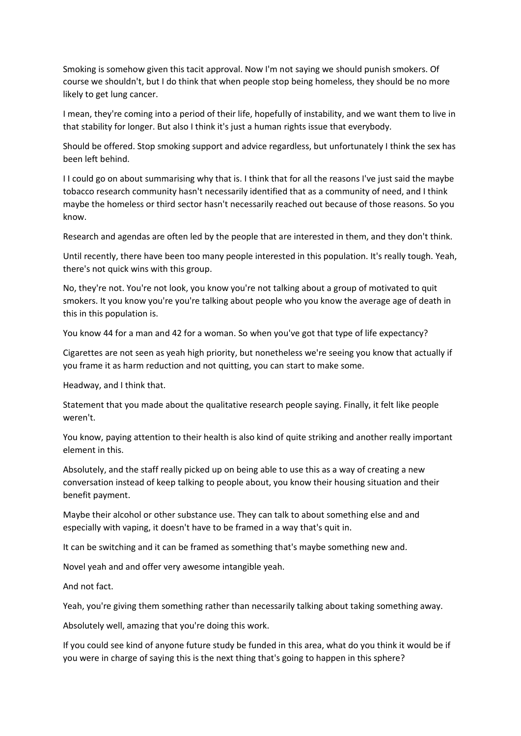Smoking is somehow given this tacit approval. Now I'm not saying we should punish smokers. Of course we shouldn't, but I do think that when people stop being homeless, they should be no more likely to get lung cancer.

I mean, they're coming into a period of their life, hopefully of instability, and we want them to live in that stability for longer. But also I think it's just a human rights issue that everybody.

Should be offered. Stop smoking support and advice regardless, but unfortunately I think the sex has been left behind.

I I could go on about summarising why that is. I think that for all the reasons I've just said the maybe tobacco research community hasn't necessarily identified that as a community of need, and I think maybe the homeless or third sector hasn't necessarily reached out because of those reasons. So you know.

Research and agendas are often led by the people that are interested in them, and they don't think.

Until recently, there have been too many people interested in this population. It's really tough. Yeah, there's not quick wins with this group.

No, they're not. You're not look, you know you're not talking about a group of motivated to quit smokers. It you know you're you're talking about people who you know the average age of death in this in this population is.

You know 44 for a man and 42 for a woman. So when you've got that type of life expectancy?

Cigarettes are not seen as yeah high priority, but nonetheless we're seeing you know that actually if you frame it as harm reduction and not quitting, you can start to make some.

Headway, and I think that.

Statement that you made about the qualitative research people saying. Finally, it felt like people weren't.

You know, paying attention to their health is also kind of quite striking and another really important element in this.

Absolutely, and the staff really picked up on being able to use this as a way of creating a new conversation instead of keep talking to people about, you know their housing situation and their benefit payment.

Maybe their alcohol or other substance use. They can talk to about something else and and especially with vaping, it doesn't have to be framed in a way that's quit in.

It can be switching and it can be framed as something that's maybe something new and.

Novel yeah and and offer very awesome intangible yeah.

And not fact.

Yeah, you're giving them something rather than necessarily talking about taking something away.

Absolutely well, amazing that you're doing this work.

If you could see kind of anyone future study be funded in this area, what do you think it would be if you were in charge of saying this is the next thing that's going to happen in this sphere?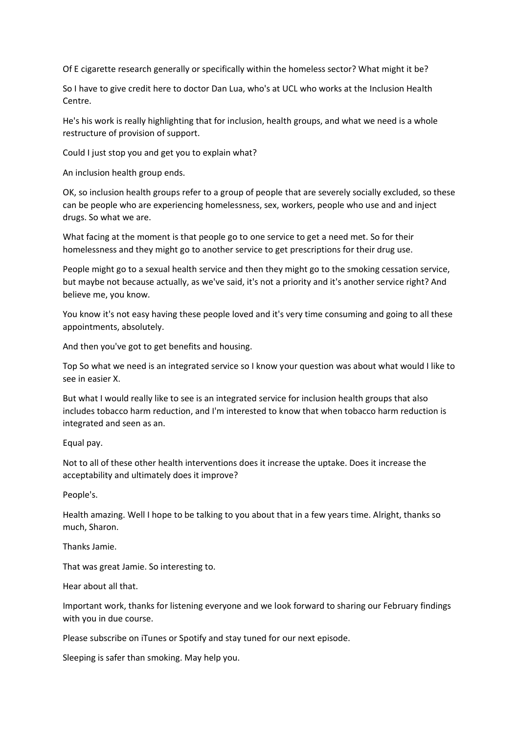Of E cigarette research generally or specifically within the homeless sector? What might it be?

So I have to give credit here to doctor Dan Lua, who's at UCL who works at the Inclusion Health Centre.

He's his work is really highlighting that for inclusion, health groups, and what we need is a whole restructure of provision of support.

Could I just stop you and get you to explain what?

An inclusion health group ends.

OK, so inclusion health groups refer to a group of people that are severely socially excluded, so these can be people who are experiencing homelessness, sex, workers, people who use and and inject drugs. So what we are.

What facing at the moment is that people go to one service to get a need met. So for their homelessness and they might go to another service to get prescriptions for their drug use.

People might go to a sexual health service and then they might go to the smoking cessation service, but maybe not because actually, as we've said, it's not a priority and it's another service right? And believe me, you know.

You know it's not easy having these people loved and it's very time consuming and going to all these appointments, absolutely.

And then you've got to get benefits and housing.

Top So what we need is an integrated service so I know your question was about what would I like to see in easier X.

But what I would really like to see is an integrated service for inclusion health groups that also includes tobacco harm reduction, and I'm interested to know that when tobacco harm reduction is integrated and seen as an.

Equal pay.

Not to all of these other health interventions does it increase the uptake. Does it increase the acceptability and ultimately does it improve?

People's.

Health amazing. Well I hope to be talking to you about that in a few years time. Alright, thanks so much, Sharon.

Thanks Jamie.

That was great Jamie. So interesting to.

Hear about all that.

Important work, thanks for listening everyone and we look forward to sharing our February findings with you in due course.

Please subscribe on iTunes or Spotify and stay tuned for our next episode.

Sleeping is safer than smoking. May help you.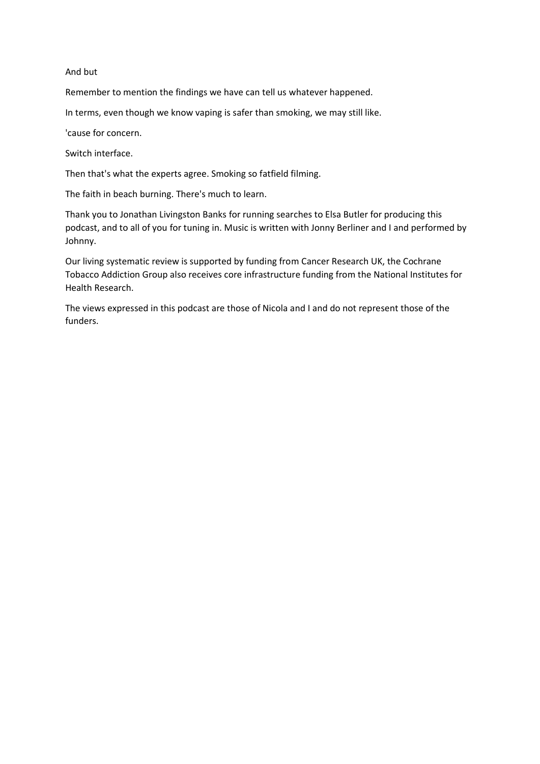And but

Remember to mention the findings we have can tell us whatever happened.

In terms, even though we know vaping is safer than smoking, we may still like.

'cause for concern.

Switch interface.

Then that's what the experts agree. Smoking so fatfield filming.

The faith in beach burning. There's much to learn.

Thank you to Jonathan Livingston Banks for running searches to Elsa Butler for producing this podcast, and to all of you for tuning in. Music is written with Jonny Berliner and I and performed by Johnny.

Our living systematic review is supported by funding from Cancer Research UK, the Cochrane Tobacco Addiction Group also receives core infrastructure funding from the National Institutes for Health Research.

The views expressed in this podcast are those of Nicola and I and do not represent those of the funders.